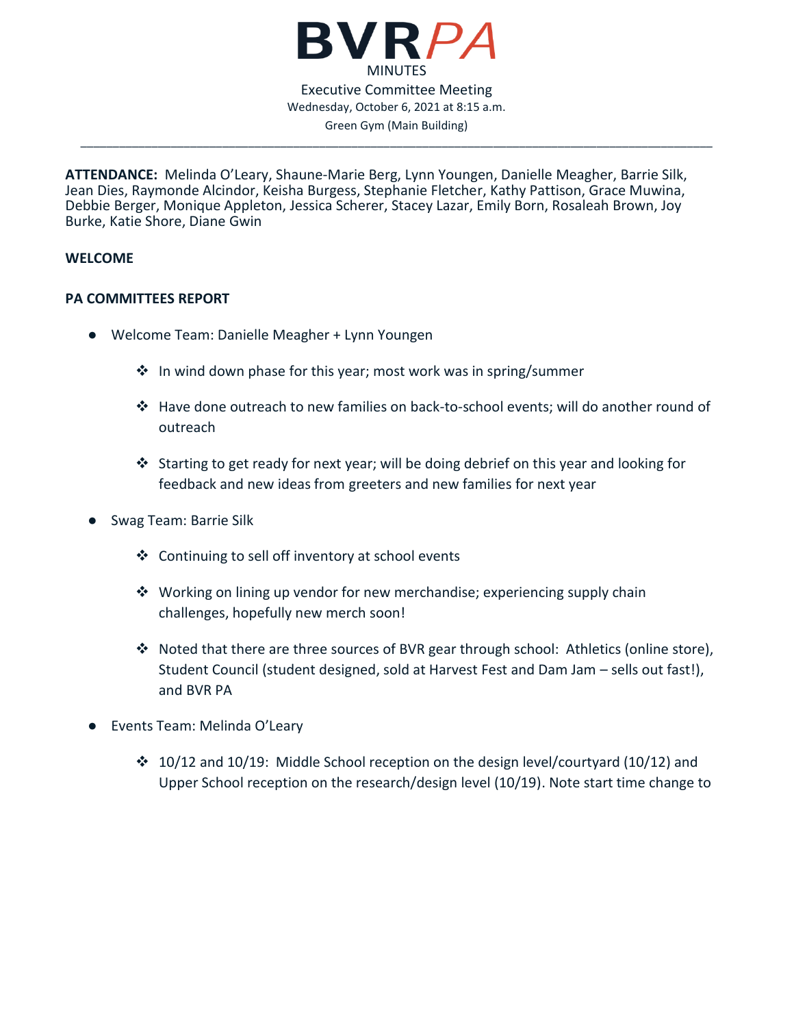# BVRPA

MINUTES

Executive Committee Meeting

Wednesday, October 6, 2021 at 8:15 a.m.

Green Gym (Main Building)

---

**ATTENDANCE:** Melinda O'Leary, Shaune-Marie Berg, Lynn Youngen, Danielle Meagher, Barrie Silk, Jean Dies, Raymonde Alcindor, Keisha Burgess, Stephanie Fletcher, Kathy Pattison, Grace Muwina, Debbie Berger, Monique Appleton, Jessica Scherer, Stacey Lazar, Emily Born, Rosaleah Brown, Joy Burke, Katie Shore, Diane Gwin

**WELCOME**

**PA COMMITTEES REPORT**

- Welcome Team: Danielle Meagher + Lynn Youngen
  - In wind down phase for this year; most work was in spring/summer
  - Have done outreach to new families on back-to-school events; will do another round of outreach
  - Starting to get ready for next year; will be doing debrief on this year and looking for feedback and new ideas from greeters and new families for next year
- Swag Team: Barrie Silk
  - Continuing to sell off inventory at school events
  - Working on lining up vendor for new merchandise; experiencing supply chain challenges, hopefully new merch soon!
  - Noted that there are three sources of BVR gear through school: Athletics (online store), Student Council (student designed, sold at Harvest Fest and Dam Jam – sells out fast!), and BVR PA
- Events Team: Melinda O'Leary
  - 10/12 and 10/19: Middle School reception on the design level/courtyard (10/12) and Upper School reception on the research/design level (10/19). Note start time change to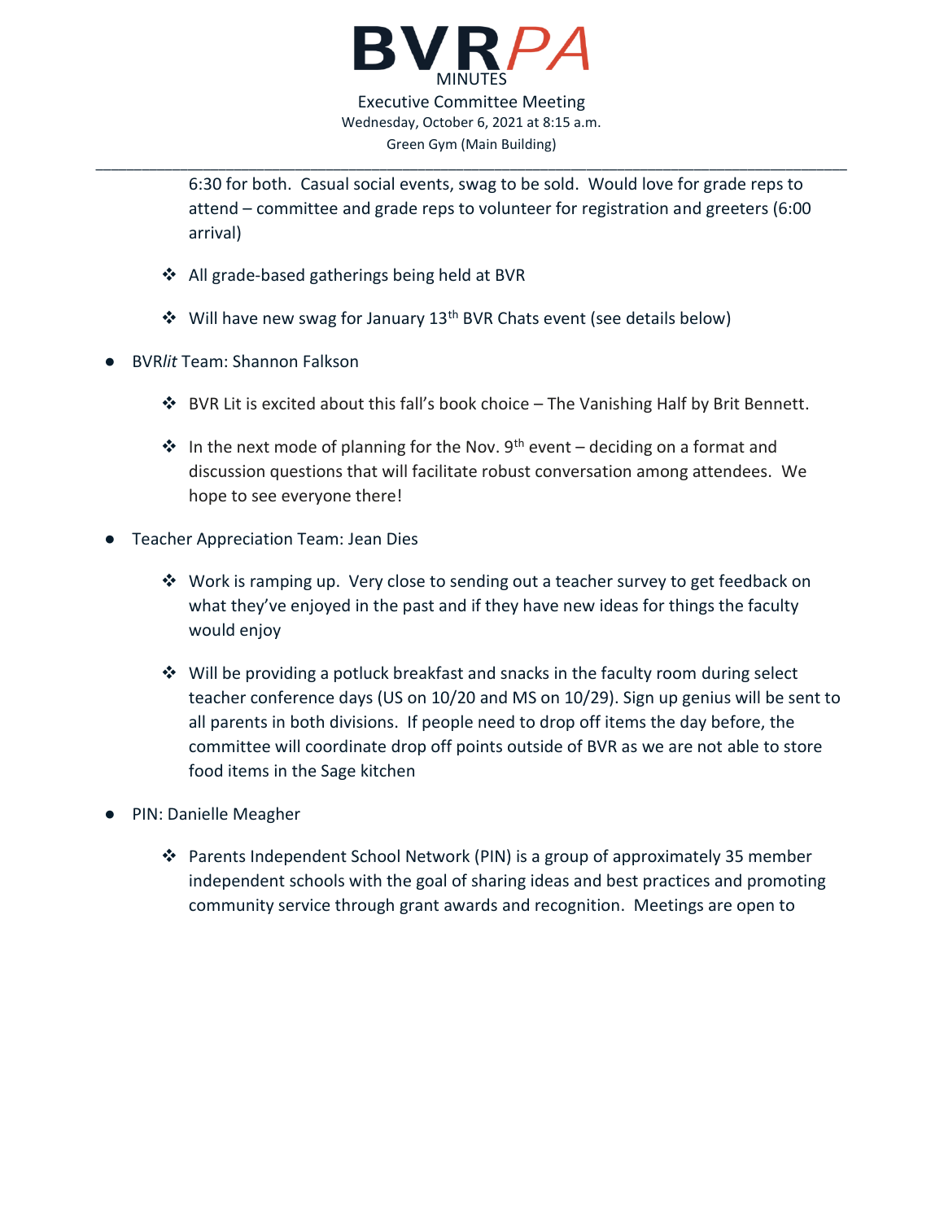6:30 for both. Casual social events, swag to be sold. Would love for grade reps to attend – committee and grade reps to volunteer for registration and greeters (6:00 arrival)

  - All grade-based gatherings being held at BVR
  - Will have new swag for January 13th BVR Chats event (see details below)

- BVR*lit* Team: Shannon Falkson
  - BVR Lit is excited about this fall's book choice – The Vanishing Half by Brit Bennett.
  - In the next mode of planning for the Nov. 9th event – deciding on a format and discussion questions that will facilitate robust conversation among attendees. We hope to see everyone there!

- Teacher Appreciation Team: Jean Dies
  - Work is ramping up. Very close to sending out a teacher survey to get feedback on what they've enjoyed in the past and if they have new ideas for things the faculty would enjoy
  - Will be providing a potluck breakfast and snacks in the faculty room during select teacher conference days (US on 10/20 and MS on 10/29). Sign up genius will be sent to all parents in both divisions. If people need to drop off items the day before, the committee will coordinate drop off points outside of BVR as we are not able to store food items in the Sage kitchen

- PIN: Danielle Meagher
  - Parents Independent School Network (PIN) is a group of approximately 35 member independent schools with the goal of sharing ideas and best practices and promoting community service through grant awards and recognition. Meetings are open to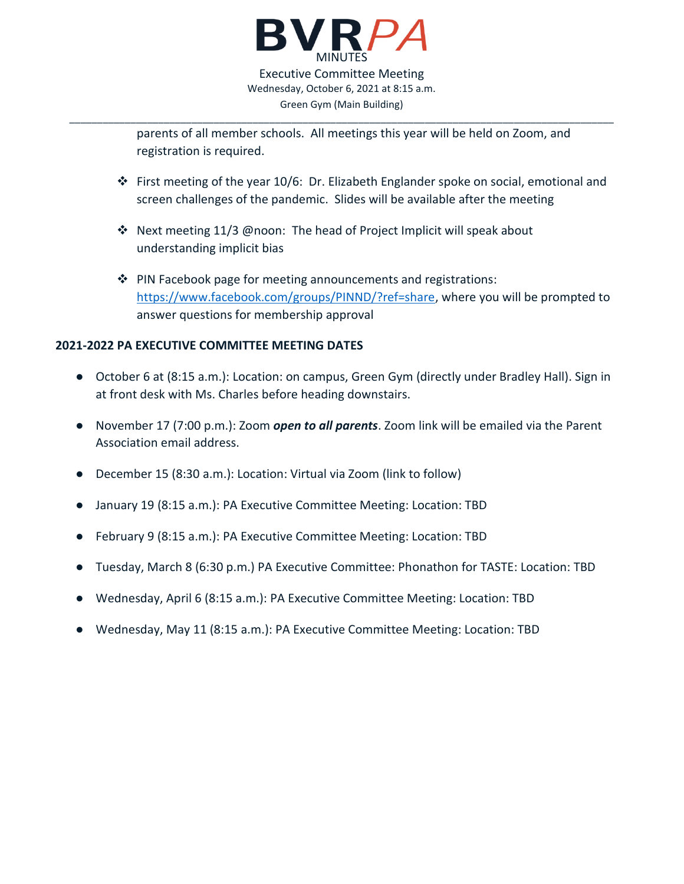parents of all member schools. All meetings this year will be held on Zoom, and registration is required.

- First meeting of the year 10/6: Dr. Elizabeth Englander spoke on social, emotional and screen challenges of the pandemic. Slides will be available after the meeting

- Next meeting 11/3 @noon: The head of Project Implicit will speak about understanding implicit bias

- PIN Facebook page for meeting announcements and registrations: [https://www.facebook.com/groups/PINND/?ref=share](https://www.facebook.com/groups/PINND/?ref=share), where you will be prompted to answer questions for membership approval

**2021-2022 PA EXECUTIVE COMMITTEE MEETING DATES**

- October 6 at (8:15 a.m.): Location: on campus, Green Gym (directly under Bradley Hall). Sign in at front desk with Ms. Charles before heading downstairs.

- November 17 (7:00 p.m.): Zoom ***open to all parents***. Zoom link will be emailed via the Parent Association email address.

- December 15 (8:30 a.m.): Location: Virtual via Zoom (link to follow)

- January 19 (8:15 a.m.): PA Executive Committee Meeting: Location: TBD

- February 9 (8:15 a.m.): PA Executive Committee Meeting: Location: TBD

- Tuesday, March 8 (6:30 p.m.) PA Executive Committee: Phonathon for TASTE: Location: TBD

- Wednesday, April 6 (8:15 a.m.): PA Executive Committee Meeting: Location: TBD

- Wednesday, May 11 (8:15 a.m.): PA Executive Committee Meeting: Location: TBD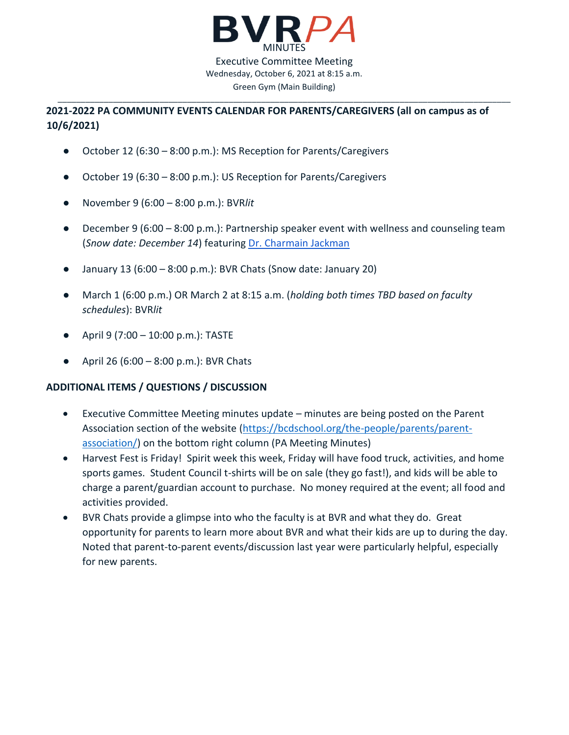# BVR*PA*

MINUTES

Executive Committee Meeting

Wednesday, October 6, 2021 at 8:15 a.m.

Green Gym (Main Building)

---

**2021-2022 PA COMMUNITY EVENTS CALENDAR FOR PARENTS/CAREGIVERS (all on campus as of 10/6/2021)**

- October 12 (6:30 – 8:00 p.m.): MS Reception for Parents/Caregivers
- October 19 (6:30 – 8:00 p.m.): US Reception for Parents/Caregivers
- November 9 (6:00 – 8:00 p.m.): BVR*lit*
- December 9 (6:00 – 8:00 p.m.): Partnership speaker event with wellness and counseling team (*Snow date: December 14*) featuring Dr. Charmain Jackman
- January 13 (6:00 – 8:00 p.m.): BVR Chats (Snow date: January 20)
- March 1 (6:00 p.m.) OR March 2 at 8:15 a.m. (*holding both times TBD based on faculty schedules*): BVR*lit*
- April 9 (7:00 – 10:00 p.m.): TASTE
- April 26 (6:00 – 8:00 p.m.): BVR Chats

**ADDITIONAL ITEMS / QUESTIONS / DISCUSSION**

- Executive Committee Meeting minutes update – minutes are being posted on the Parent Association section of the website (https://bcdschool.org/the-people/parents/parent-association/) on the bottom right column (PA Meeting Minutes)
- Harvest Fest is Friday! Spirit week this week, Friday will have food truck, activities, and home sports games. Student Council t-shirts will be on sale (they go fast!), and kids will be able to charge a parent/guardian account to purchase. No money required at the event; all food and activities provided.
- BVR Chats provide a glimpse into who the faculty is at BVR and what they do. Great opportunity for parents to learn more about BVR and what their kids are up to during the day. Noted that parent-to-parent events/discussion last year were particularly helpful, especially for new parents.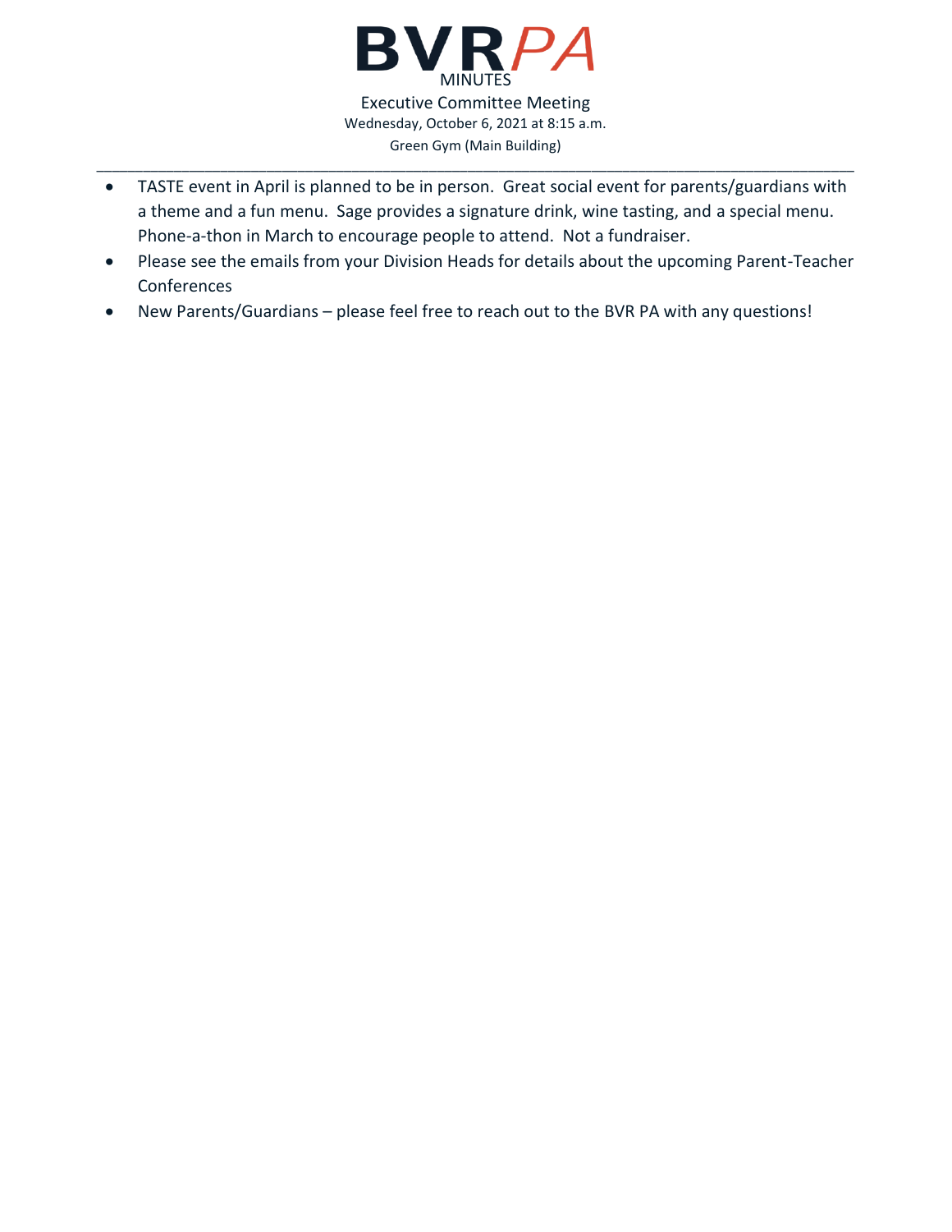- TASTE event in April is planned to be in person. Great social event for parents/guardians with a theme and a fun menu. Sage provides a signature drink, wine tasting, and a special menu. Phone-a-thon in March to encourage people to attend. Not a fundraiser.
- Please see the emails from your Division Heads for details about the upcoming Parent-Teacher Conferences
- New Parents/Guardians – please feel free to reach out to the BVR PA with any questions!